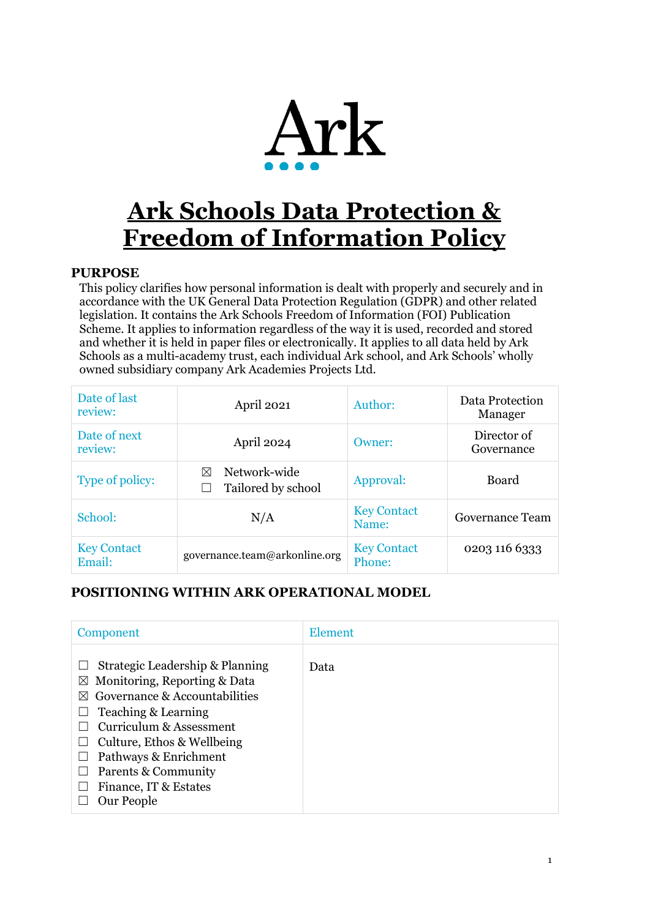Ark

# Ark Schools Data Protection & Freedom of Information Policy

## PURPOSE

This policy clarifies how personal information is dealt with properly and securely and in accordance with the UK General Data Protection Regulation (GDPR) and other related legislation. It contains the Ark Schools Freedom of Information (FOI) Publication Scheme. It applies to information regardless of the way it is used, recorded and stored and whether it is held in paper files or electronically. It applies to all data held by Ark Schools as a multi-academy trust, each individual Ark school, and Ark Schools' wholly owned subsidiary company Ark Academies Projects Ltd.

| | | | |
|---|---|---|---|
| Date of last review: | April 2021 | Author: | Data Protection Manager |
| Date of next review: | April 2024 | Owner: | Director of Governance |
| Type of policy: | ☒ Network-wide<br>☐ Tailored by school | Approval: | Board |
| School: | N/A | Key Contact Name: | Governance Team |
| Key Contact Email: | governance.team@arkonline.org | Key Contact Phone: | 0203 116 6333 |

## POSITIONING WITHIN ARK OPERATIONAL MODEL

| Component | Element |
|---|---|
| ☐ Strategic Leadership & Planning<br>☒ Monitoring, Reporting & Data<br>☒ Governance & Accountabilities<br>☐ Teaching & Learning<br>☐ Curriculum & Assessment<br>☐ Culture, Ethos & Wellbeing<br>☐ Pathways & Enrichment<br>☐ Parents & Community<br>☐ Finance, IT & Estates<br>☐ Our People | Data |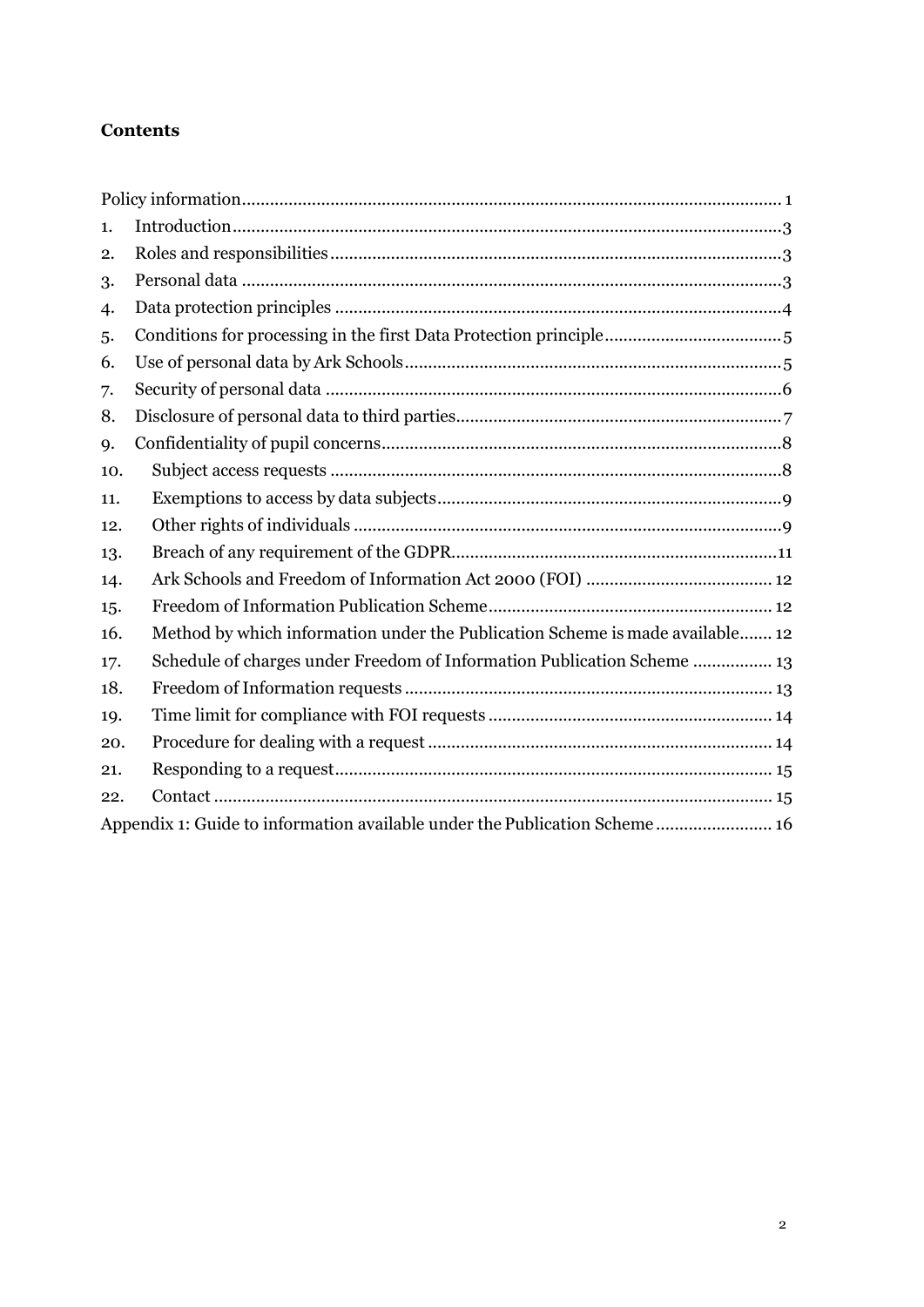**Contents**

Policy information ........................................................................................................ 1

1. Introduction ........................................................................................................ 3
2. Roles and responsibilities .................................................................................. 3
3. Personal data ..................................................................................................... 3
4. Data protection principles ................................................................................. 4
5. Conditions for processing in the first Data Protection principle ....................... 5
6. Use of personal data by Ark Schools ................................................................. 5
7. Security of personal data ................................................................................... 6
8. Disclosure of personal data to third parties ...................................................... 7
9. Confidentiality of pupil concerns ...................................................................... 8
10. Subject access requests ..................................................................................... 8
11. Exemptions to access by data subjects ............................................................. 9
12. Other rights of individuals ................................................................................ 9
13. Breach of any requirement of the GDPR .......................................................... 11
14. Ark Schools and Freedom of Information Act 2000 (FOI) ................................ 12
15. Freedom of Information Publication Scheme ................................................... 12
16. Method by which information under the Publication Scheme is made available ....... 12
17. Schedule of charges under Freedom of Information Publication Scheme ........ 13
18. Freedom of Information requests ..................................................................... 13
19. Time limit for compliance with FOI requests ................................................... 14
20. Procedure for dealing with a request ............................................................... 14
21. Responding to a request ................................................................................... 15
22. Contact .............................................................................................................. 15

Appendix 1: Guide to information available under the Publication Scheme ................ 16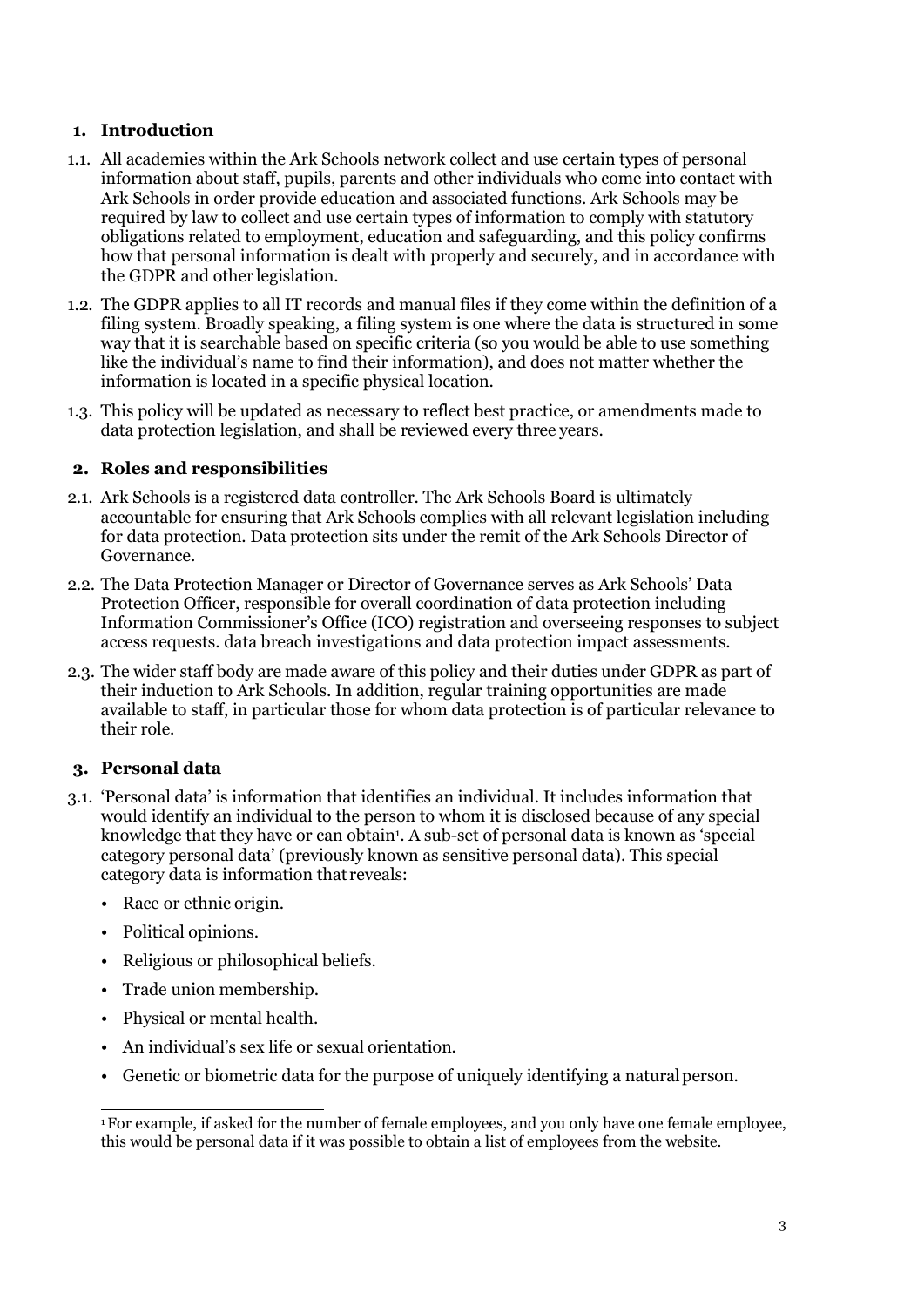## 1. Introduction

1.1. All academies within the Ark Schools network collect and use certain types of personal information about staff, pupils, parents and other individuals who come into contact with Ark Schools in order provide education and associated functions. Ark Schools may be required by law to collect and use certain types of information to comply with statutory obligations related to employment, education and safeguarding, and this policy confirms how that personal information is dealt with properly and securely, and in accordance with the GDPR and other legislation.

1.2. The GDPR applies to all IT records and manual files if they come within the definition of a filing system. Broadly speaking, a filing system is one where the data is structured in some way that it is searchable based on specific criteria (so you would be able to use something like the individual's name to find their information), and does not matter whether the information is located in a specific physical location.

1.3. This policy will be updated as necessary to reflect best practice, or amendments made to data protection legislation, and shall be reviewed every three years.

## 2. Roles and responsibilities

2.1. Ark Schools is a registered data controller. The Ark Schools Board is ultimately accountable for ensuring that Ark Schools complies with all relevant legislation including for data protection. Data protection sits under the remit of the Ark Schools Director of Governance.

2.2. The Data Protection Manager or Director of Governance serves as Ark Schools' Data Protection Officer, responsible for overall coordination of data protection including Information Commissioner's Office (ICO) registration and overseeing responses to subject access requests. data breach investigations and data protection impact assessments.

2.3. The wider staff body are made aware of this policy and their duties under GDPR as part of their induction to Ark Schools. In addition, regular training opportunities are made available to staff, in particular those for whom data protection is of particular relevance to their role.

## 3. Personal data

3.1. 'Personal data' is information that identifies an individual. It includes information that would identify an individual to the person to whom it is disclosed because of any special knowledge that they have or can obtain[1]. A sub-set of personal data is known as 'special category personal data' (previously known as sensitive personal data). This special category data is information that reveals:

- Race or ethnic origin.
- Political opinions.
- Religious or philosophical beliefs.
- Trade union membership.
- Physical or mental health.
- An individual's sex life or sexual orientation.
- Genetic or biometric data for the purpose of uniquely identifying a natural person.

[1] For example, if asked for the number of female employees, and you only have one female employee, this would be personal data if it was possible to obtain a list of employees from the website.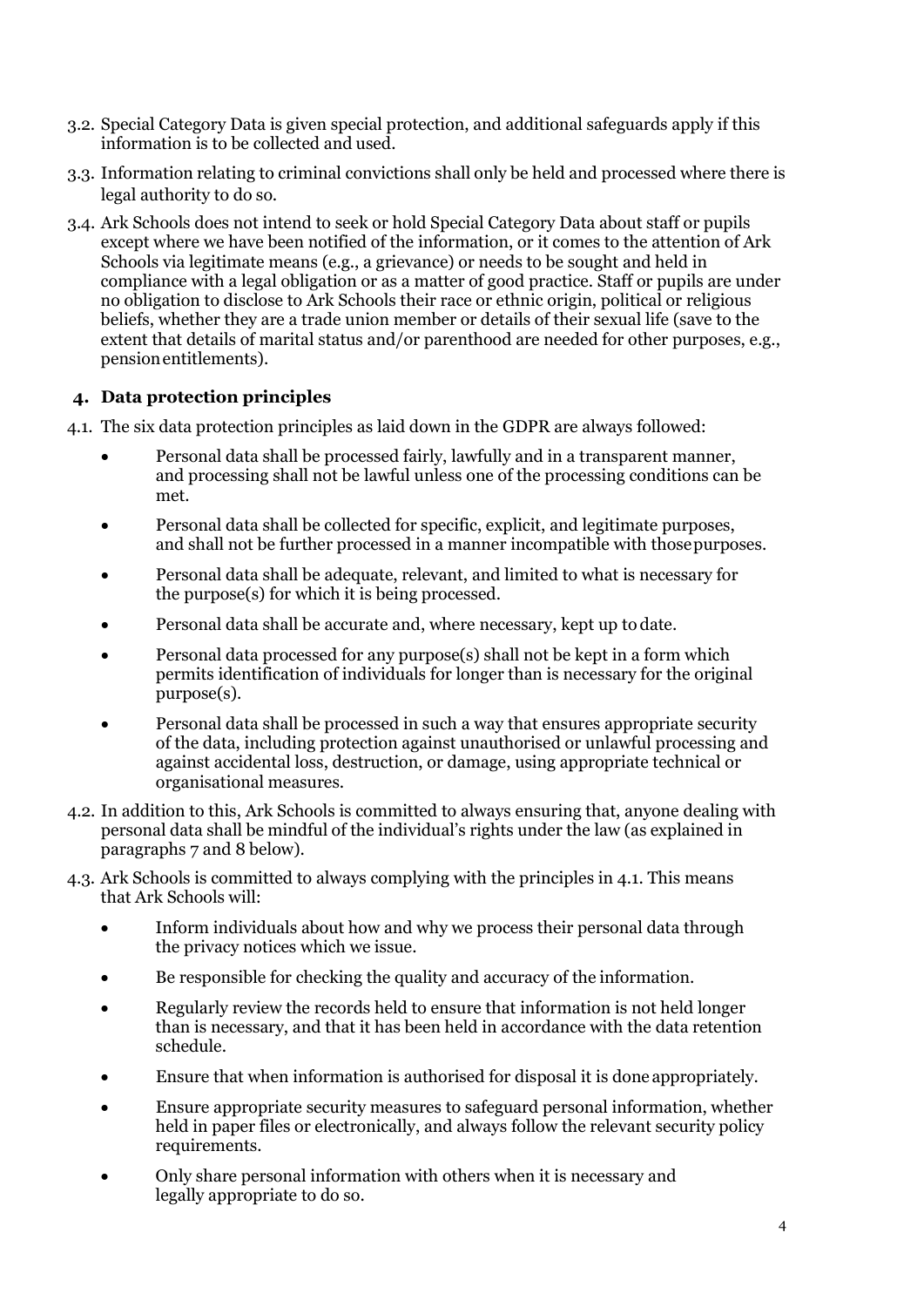3.2. Special Category Data is given special protection, and additional safeguards apply if this information is to be collected and used.

3.3. Information relating to criminal convictions shall only be held and processed where there is legal authority to do so.

3.4. Ark Schools does not intend to seek or hold Special Category Data about staff or pupils except where we have been notified of the information, or it comes to the attention of Ark Schools via legitimate means (e.g., a grievance) or needs to be sought and held in compliance with a legal obligation or as a matter of good practice. Staff or pupils are under no obligation to disclose to Ark Schools their race or ethnic origin, political or religious beliefs, whether they are a trade union member or details of their sexual life (save to the extent that details of marital status and/or parenthood are needed for other purposes, e.g., pension entitlements).

## 4. Data protection principles

4.1. The six data protection principles as laid down in the GDPR are always followed:

- Personal data shall be processed fairly, lawfully and in a transparent manner, and processing shall not be lawful unless one of the processing conditions can be met.
- Personal data shall be collected for specific, explicit, and legitimate purposes, and shall not be further processed in a manner incompatible with those purposes.
- Personal data shall be adequate, relevant, and limited to what is necessary for the purpose(s) for which it is being processed.
- Personal data shall be accurate and, where necessary, kept up to date.
- Personal data processed for any purpose(s) shall not be kept in a form which permits identification of individuals for longer than is necessary for the original purpose(s).
- Personal data shall be processed in such a way that ensures appropriate security of the data, including protection against unauthorised or unlawful processing and against accidental loss, destruction, or damage, using appropriate technical or organisational measures.

4.2. In addition to this, Ark Schools is committed to always ensuring that, anyone dealing with personal data shall be mindful of the individual's rights under the law (as explained in paragraphs 7 and 8 below).

4.3. Ark Schools is committed to always complying with the principles in 4.1. This means that Ark Schools will:

- Inform individuals about how and why we process their personal data through the privacy notices which we issue.
- Be responsible for checking the quality and accuracy of the information.
- Regularly review the records held to ensure that information is not held longer than is necessary, and that it has been held in accordance with the data retention schedule.
- Ensure that when information is authorised for disposal it is done appropriately.
- Ensure appropriate security measures to safeguard personal information, whether held in paper files or electronically, and always follow the relevant security policy requirements.
- Only share personal information with others when it is necessary and legally appropriate to do so.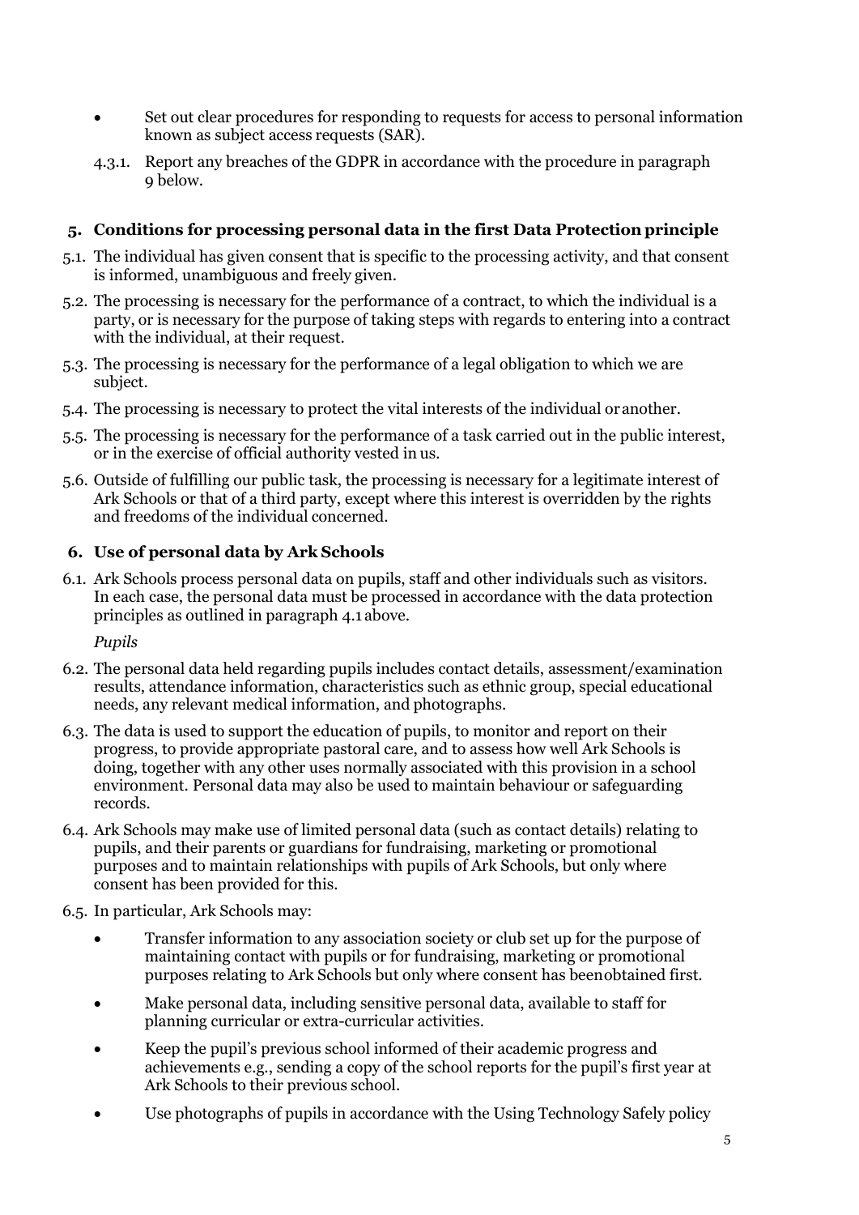- Set out clear procedures for responding to requests for access to personal information known as subject access requests (SAR).

4.3.1. Report any breaches of the GDPR in accordance with the procedure in paragraph 9 below.

## 5. Conditions for processing personal data in the first Data Protection principle

5.1. The individual has given consent that is specific to the processing activity, and that consent is informed, unambiguous and freely given.

5.2. The processing is necessary for the performance of a contract, to which the individual is a party, or is necessary for the purpose of taking steps with regards to entering into a contract with the individual, at their request.

5.3. The processing is necessary for the performance of a legal obligation to which we are subject.

5.4. The processing is necessary to protect the vital interests of the individual or another.

5.5. The processing is necessary for the performance of a task carried out in the public interest, or in the exercise of official authority vested in us.

5.6. Outside of fulfilling our public task, the processing is necessary for a legitimate interest of Ark Schools or that of a third party, except where this interest is overridden by the rights and freedoms of the individual concerned.

## 6. Use of personal data by Ark Schools

6.1. Ark Schools process personal data on pupils, staff and other individuals such as visitors. In each case, the personal data must be processed in accordance with the data protection principles as outlined in paragraph 4.1 above.

*Pupils*

6.2. The personal data held regarding pupils includes contact details, assessment/examination results, attendance information, characteristics such as ethnic group, special educational needs, any relevant medical information, and photographs.

6.3. The data is used to support the education of pupils, to monitor and report on their progress, to provide appropriate pastoral care, and to assess how well Ark Schools is doing, together with any other uses normally associated with this provision in a school environment. Personal data may also be used to maintain behaviour or safeguarding records.

6.4. Ark Schools may make use of limited personal data (such as contact details) relating to pupils, and their parents or guardians for fundraising, marketing or promotional purposes and to maintain relationships with pupils of Ark Schools, but only where consent has been provided for this.

6.5. In particular, Ark Schools may:

- Transfer information to any association society or club set up for the purpose of maintaining contact with pupils or for fundraising, marketing or promotional purposes relating to Ark Schools but only where consent has been obtained first.
- Make personal data, including sensitive personal data, available to staff for planning curricular or extra-curricular activities.
- Keep the pupil's previous school informed of their academic progress and achievements e.g., sending a copy of the school reports for the pupil's first year at Ark Schools to their previous school.
- Use photographs of pupils in accordance with the Using Technology Safely policy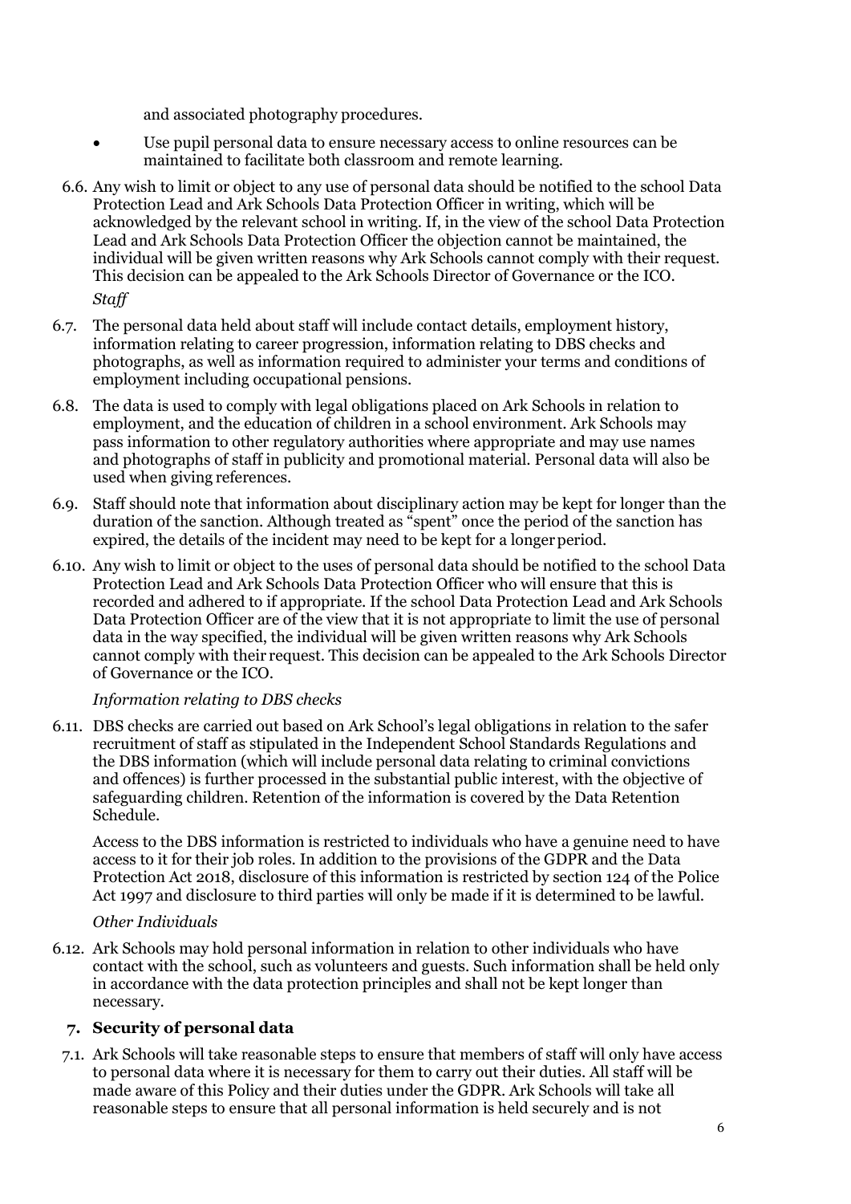and associated photography procedures.

- Use pupil personal data to ensure necessary access to online resources can be maintained to facilitate both classroom and remote learning.

6.6. Any wish to limit or object to any use of personal data should be notified to the school Data Protection Lead and Ark Schools Data Protection Officer in writing, which will be acknowledged by the relevant school in writing. If, in the view of the school Data Protection Lead and Ark Schools Data Protection Officer the objection cannot be maintained, the individual will be given written reasons why Ark Schools cannot comply with their request. This decision can be appealed to the Ark Schools Director of Governance or the ICO.

*Staff*

6.7. The personal data held about staff will include contact details, employment history, information relating to career progression, information relating to DBS checks and photographs, as well as information required to administer your terms and conditions of employment including occupational pensions.

6.8. The data is used to comply with legal obligations placed on Ark Schools in relation to employment, and the education of children in a school environment. Ark Schools may pass information to other regulatory authorities where appropriate and may use names and photographs of staff in publicity and promotional material. Personal data will also be used when giving references.

6.9. Staff should note that information about disciplinary action may be kept for longer than the duration of the sanction. Although treated as "spent" once the period of the sanction has expired, the details of the incident may need to be kept for a longer period.

6.10. Any wish to limit or object to the uses of personal data should be notified to the school Data Protection Lead and Ark Schools Data Protection Officer who will ensure that this is recorded and adhered to if appropriate. If the school Data Protection Lead and Ark Schools Data Protection Officer are of the view that it is not appropriate to limit the use of personal data in the way specified, the individual will be given written reasons why Ark Schools cannot comply with their request. This decision can be appealed to the Ark Schools Director of Governance or the ICO.

*Information relating to DBS checks*

6.11. DBS checks are carried out based on Ark School's legal obligations in relation to the safer recruitment of staff as stipulated in the Independent School Standards Regulations and the DBS information (which will include personal data relating to criminal convictions and offences) is further processed in the substantial public interest, with the objective of safeguarding children. Retention of the information is covered by the Data Retention Schedule.

Access to the DBS information is restricted to individuals who have a genuine need to have access to it for their job roles. In addition to the provisions of the GDPR and the Data Protection Act 2018, disclosure of this information is restricted by section 124 of the Police Act 1997 and disclosure to third parties will only be made if it is determined to be lawful.

*Other Individuals*

6.12. Ark Schools may hold personal information in relation to other individuals who have contact with the school, such as volunteers and guests. Such information shall be held only in accordance with the data protection principles and shall not be kept longer than necessary.

## 7. Security of personal data

7.1. Ark Schools will take reasonable steps to ensure that members of staff will only have access to personal data where it is necessary for them to carry out their duties. All staff will be made aware of this Policy and their duties under the GDPR. Ark Schools will take all reasonable steps to ensure that all personal information is held securely and is not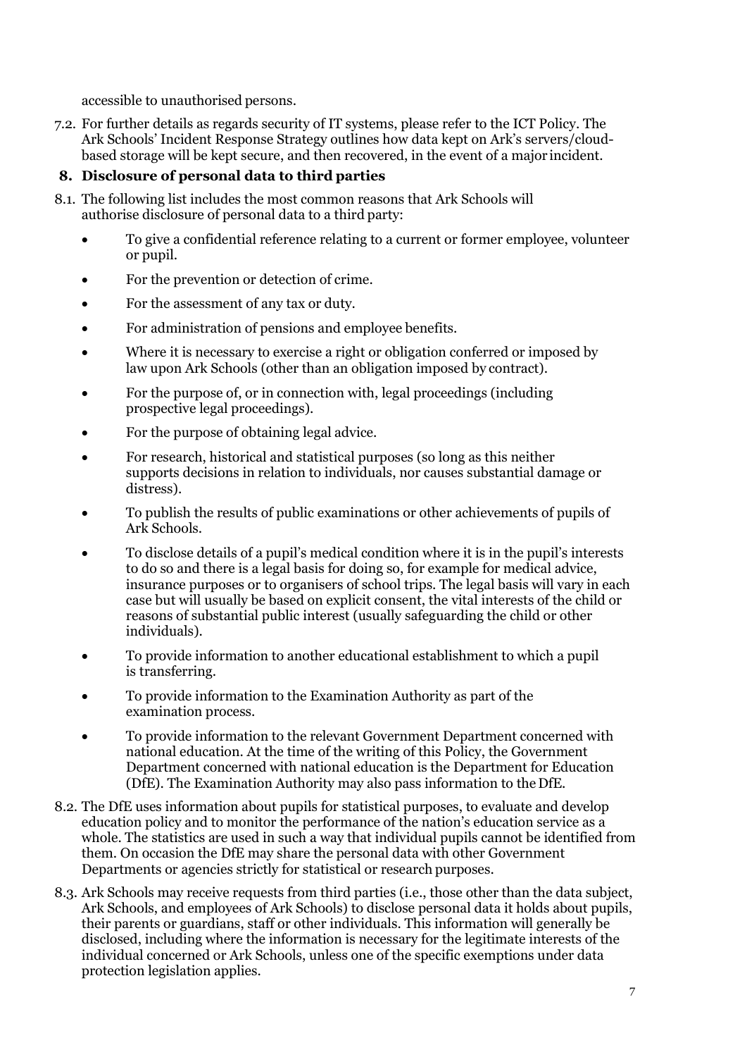accessible to unauthorised persons.

7.2. For further details as regards security of IT systems, please refer to the ICT Policy. The Ark Schools' Incident Response Strategy outlines how data kept on Ark's servers/cloud-based storage will be kept secure, and then recovered, in the event of a major incident.

## 8. Disclosure of personal data to third parties

8.1. The following list includes the most common reasons that Ark Schools will authorise disclosure of personal data to a third party:

- To give a confidential reference relating to a current or former employee, volunteer or pupil.
- For the prevention or detection of crime.
- For the assessment of any tax or duty.
- For administration of pensions and employee benefits.
- Where it is necessary to exercise a right or obligation conferred or imposed by law upon Ark Schools (other than an obligation imposed by contract).
- For the purpose of, or in connection with, legal proceedings (including prospective legal proceedings).
- For the purpose of obtaining legal advice.
- For research, historical and statistical purposes (so long as this neither supports decisions in relation to individuals, nor causes substantial damage or distress).
- To publish the results of public examinations or other achievements of pupils of Ark Schools.
- To disclose details of a pupil's medical condition where it is in the pupil's interests to do so and there is a legal basis for doing so, for example for medical advice, insurance purposes or to organisers of school trips. The legal basis will vary in each case but will usually be based on explicit consent, the vital interests of the child or reasons of substantial public interest (usually safeguarding the child or other individuals).
- To provide information to another educational establishment to which a pupil is transferring.
- To provide information to the Examination Authority as part of the examination process.
- To provide information to the relevant Government Department concerned with national education. At the time of the writing of this Policy, the Government Department concerned with national education is the Department for Education (DfE). The Examination Authority may also pass information to the DfE.

8.2. The DfE uses information about pupils for statistical purposes, to evaluate and develop education policy and to monitor the performance of the nation's education service as a whole. The statistics are used in such a way that individual pupils cannot be identified from them. On occasion the DfE may share the personal data with other Government Departments or agencies strictly for statistical or research purposes.

8.3. Ark Schools may receive requests from third parties (i.e., those other than the data subject, Ark Schools, and employees of Ark Schools) to disclose personal data it holds about pupils, their parents or guardians, staff or other individuals. This information will generally be disclosed, including where the information is necessary for the legitimate interests of the individual concerned or Ark Schools, unless one of the specific exemptions under data protection legislation applies.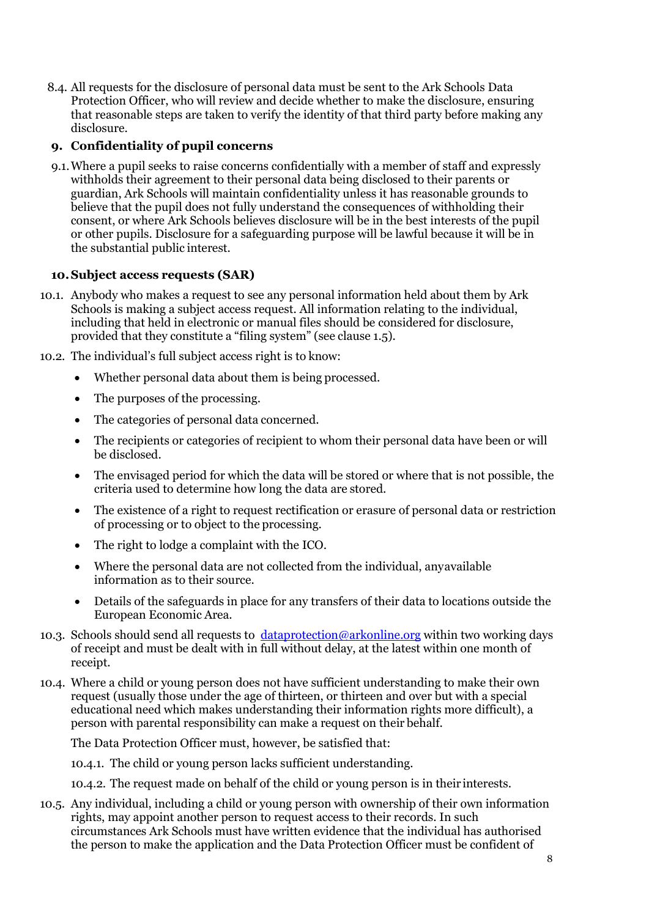8.4. All requests for the disclosure of personal data must be sent to the Ark Schools Data Protection Officer, who will review and decide whether to make the disclosure, ensuring that reasonable steps are taken to verify the identity of that third party before making any disclosure.

## 9. Confidentiality of pupil concerns

9.1. Where a pupil seeks to raise concerns confidentially with a member of staff and expressly withholds their agreement to their personal data being disclosed to their parents or guardian, Ark Schools will maintain confidentiality unless it has reasonable grounds to believe that the pupil does not fully understand the consequences of withholding their consent, or where Ark Schools believes disclosure will be in the best interests of the pupil or other pupils. Disclosure for a safeguarding purpose will be lawful because it will be in the substantial public interest.

## 10. Subject access requests (SAR)

10.1. Anybody who makes a request to see any personal information held about them by Ark Schools is making a subject access request. All information relating to the individual, including that held in electronic or manual files should be considered for disclosure, provided that they constitute a "filing system" (see clause 1.5).

10.2. The individual's full subject access right is to know:

- Whether personal data about them is being processed.
- The purposes of the processing.
- The categories of personal data concerned.
- The recipients or categories of recipient to whom their personal data have been or will be disclosed.
- The envisaged period for which the data will be stored or where that is not possible, the criteria used to determine how long the data are stored.
- The existence of a right to request rectification or erasure of personal data or restriction of processing or to object to the processing.
- The right to lodge a complaint with the ICO.
- Where the personal data are not collected from the individual, anyavailable information as to their source.
- Details of the safeguards in place for any transfers of their data to locations outside the European Economic Area.

10.3. Schools should send all requests to [dataprotection@arkonline.org](mailto:dataprotection@arkonline.org) within two working days of receipt and must be dealt with in full without delay, at the latest within one month of receipt.

10.4. Where a child or young person does not have sufficient understanding to make their own request (usually those under the age of thirteen, or thirteen and over but with a special educational need which makes understanding their information rights more difficult), a person with parental responsibility can make a request on their behalf.

The Data Protection Officer must, however, be satisfied that:

10.4.1. The child or young person lacks sufficient understanding.

10.4.2. The request made on behalf of the child or young person is in their interests.

10.5. Any individual, including a child or young person with ownership of their own information rights, may appoint another person to request access to their records. In such circumstances Ark Schools must have written evidence that the individual has authorised the person to make the application and the Data Protection Officer must be confident of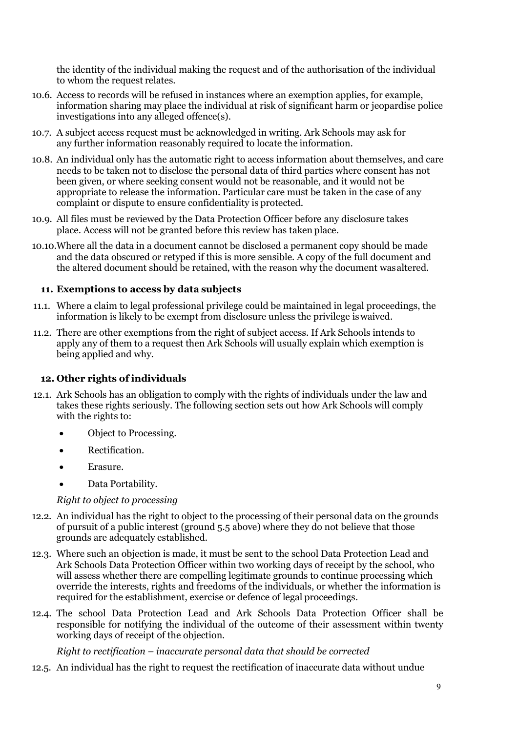the identity of the individual making the request and of the authorisation of the individual to whom the request relates.

10.6. Access to records will be refused in instances where an exemption applies, for example, information sharing may place the individual at risk of significant harm or jeopardise police investigations into any alleged offence(s).

10.7. A subject access request must be acknowledged in writing. Ark Schools may ask for any further information reasonably required to locate the information.

10.8. An individual only has the automatic right to access information about themselves, and care needs to be taken not to disclose the personal data of third parties where consent has not been given, or where seeking consent would not be reasonable, and it would not be appropriate to release the information. Particular care must be taken in the case of any complaint or dispute to ensure confidentiality is protected.

10.9. All files must be reviewed by the Data Protection Officer before any disclosure takes place. Access will not be granted before this review has taken place.

10.10. Where all the data in a document cannot be disclosed a permanent copy should be made and the data obscured or retyped if this is more sensible. A copy of the full document and the altered document should be retained, with the reason why the document was altered.

## 11. Exemptions to access by data subjects

11.1. Where a claim to legal professional privilege could be maintained in legal proceedings, the information is likely to be exempt from disclosure unless the privilege is waived.

11.2. There are other exemptions from the right of subject access. If Ark Schools intends to apply any of them to a request then Ark Schools will usually explain which exemption is being applied and why.

## 12. Other rights of individuals

12.1. Ark Schools has an obligation to comply with the rights of individuals under the law and takes these rights seriously. The following section sets out how Ark Schools will comply with the rights to:

- Object to Processing.
- Rectification.
- Erasure.
- Data Portability.

*Right to object to processing*

12.2. An individual has the right to object to the processing of their personal data on the grounds of pursuit of a public interest (ground 5.5 above) where they do not believe that those grounds are adequately established.

12.3. Where such an objection is made, it must be sent to the school Data Protection Lead and Ark Schools Data Protection Officer within two working days of receipt by the school, who will assess whether there are compelling legitimate grounds to continue processing which override the interests, rights and freedoms of the individuals, or whether the information is required for the establishment, exercise or defence of legal proceedings.

12.4. The school Data Protection Lead and Ark Schools Data Protection Officer shall be responsible for notifying the individual of the outcome of their assessment within twenty working days of receipt of the objection.

*Right to rectification – inaccurate personal data that should be corrected*

12.5. An individual has the right to request the rectification of inaccurate data without undue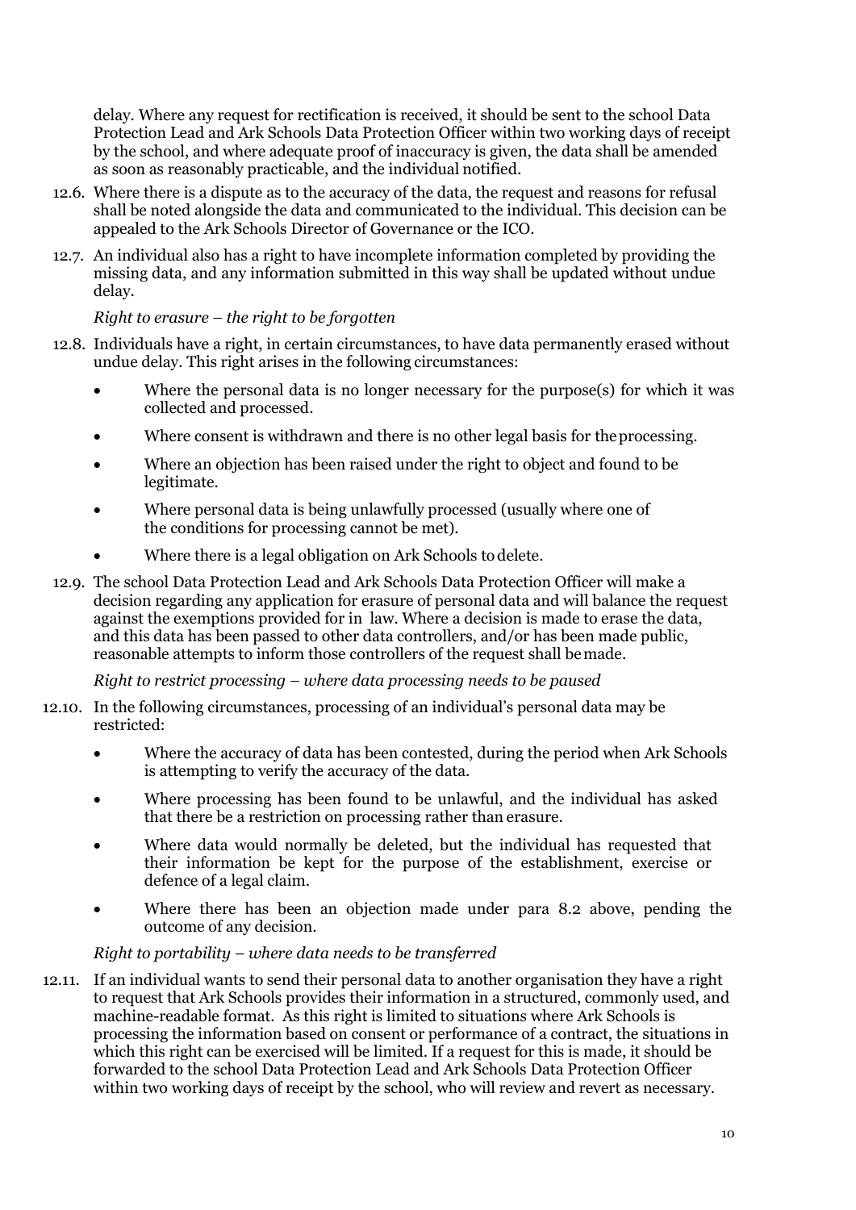delay. Where any request for rectification is received, it should be sent to the school Data Protection Lead and Ark Schools Data Protection Officer within two working days of receipt by the school, and where adequate proof of inaccuracy is given, the data shall be amended as soon as reasonably practicable, and the individual notified.

12.6. Where there is a dispute as to the accuracy of the data, the request and reasons for refusal shall be noted alongside the data and communicated to the individual. This decision can be appealed to the Ark Schools Director of Governance or the ICO.

12.7. An individual also has a right to have incomplete information completed by providing the missing data, and any information submitted in this way shall be updated without undue delay.

*Right to erasure – the right to be forgotten*

12.8. Individuals have a right, in certain circumstances, to have data permanently erased without undue delay. This right arises in the following circumstances:

- Where the personal data is no longer necessary for the purpose(s) for which it was collected and processed.
- Where consent is withdrawn and there is no other legal basis for the processing.
- Where an objection has been raised under the right to object and found to be legitimate.
- Where personal data is being unlawfully processed (usually where one of the conditions for processing cannot be met).
- Where there is a legal obligation on Ark Schools to delete.

12.9. The school Data Protection Lead and Ark Schools Data Protection Officer will make a decision regarding any application for erasure of personal data and will balance the request against the exemptions provided for in law. Where a decision is made to erase the data, and this data has been passed to other data controllers, and/or has been made public, reasonable attempts to inform those controllers of the request shall be made.

*Right to restrict processing – where data processing needs to be paused*

12.10. In the following circumstances, processing of an individual's personal data may be restricted:

- Where the accuracy of data has been contested, during the period when Ark Schools is attempting to verify the accuracy of the data.
- Where processing has been found to be unlawful, and the individual has asked that there be a restriction on processing rather than erasure.
- Where data would normally be deleted, but the individual has requested that their information be kept for the purpose of the establishment, exercise or defence of a legal claim.
- Where there has been an objection made under para 8.2 above, pending the outcome of any decision.

*Right to portability – where data needs to be transferred*

12.11. If an individual wants to send their personal data to another organisation they have a right to request that Ark Schools provides their information in a structured, commonly used, and machine-readable format. As this right is limited to situations where Ark Schools is processing the information based on consent or performance of a contract, the situations in which this right can be exercised will be limited. If a request for this is made, it should be forwarded to the school Data Protection Lead and Ark Schools Data Protection Officer within two working days of receipt by the school, who will review and revert as necessary.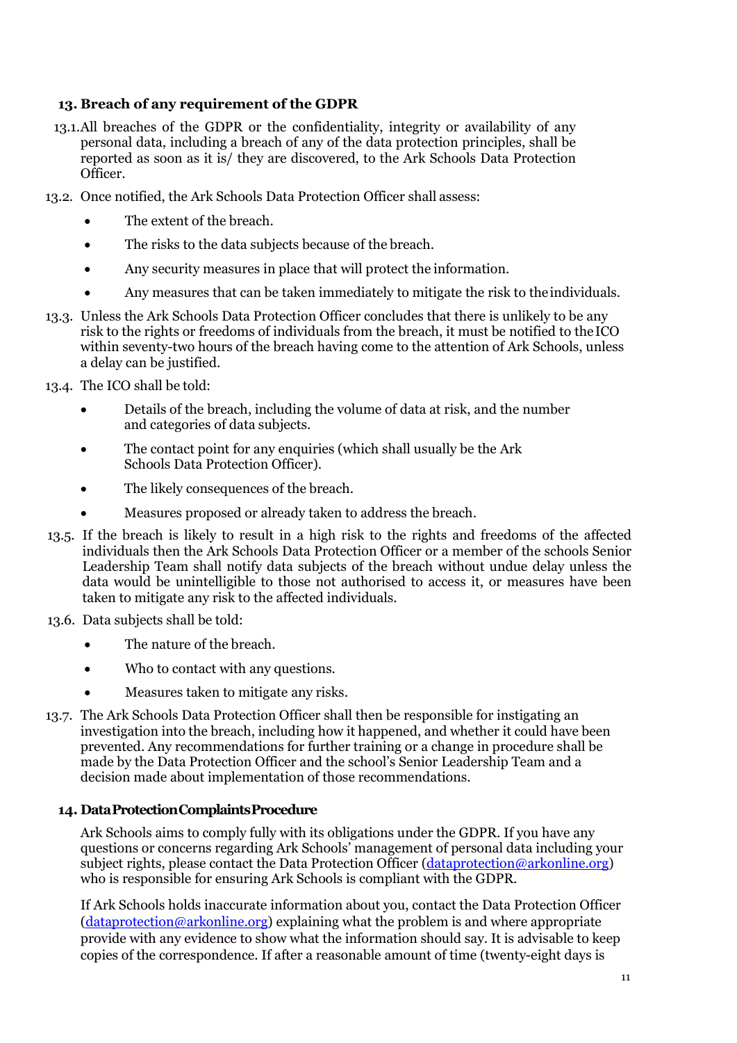## 13. Breach of any requirement of the GDPR

13.1. All breaches of the GDPR or the confidentiality, integrity or availability of any personal data, including a breach of any of the data protection principles, shall be reported as soon as it is/ they are discovered, to the Ark Schools Data Protection Officer.

13.2. Once notified, the Ark Schools Data Protection Officer shall assess:

- The extent of the breach.
- The risks to the data subjects because of the breach.
- Any security measures in place that will protect the information.
- Any measures that can be taken immediately to mitigate the risk to the individuals.

13.3. Unless the Ark Schools Data Protection Officer concludes that there is unlikely to be any risk to the rights or freedoms of individuals from the breach, it must be notified to the ICO within seventy-two hours of the breach having come to the attention of Ark Schools, unless a delay can be justified.

13.4. The ICO shall be told:

- Details of the breach, including the volume of data at risk, and the number and categories of data subjects.
- The contact point for any enquiries (which shall usually be the Ark Schools Data Protection Officer).
- The likely consequences of the breach.
- Measures proposed or already taken to address the breach.

13.5. If the breach is likely to result in a high risk to the rights and freedoms of the affected individuals then the Ark Schools Data Protection Officer or a member of the schools Senior Leadership Team shall notify data subjects of the breach without undue delay unless the data would be unintelligible to those not authorised to access it, or measures have been taken to mitigate any risk to the affected individuals.

13.6. Data subjects shall be told:

- The nature of the breach.
- Who to contact with any questions.
- Measures taken to mitigate any risks.

13.7. The Ark Schools Data Protection Officer shall then be responsible for instigating an investigation into the breach, including how it happened, and whether it could have been prevented. Any recommendations for further training or a change in procedure shall be made by the Data Protection Officer and the school's Senior Leadership Team and a decision made about implementation of those recommendations.

## 14. Data Protection Complaints Procedure

Ark Schools aims to comply fully with its obligations under the GDPR. If you have any questions or concerns regarding Ark Schools' management of personal data including your subject rights, please contact the Data Protection Officer (dataprotection@arkonline.org) who is responsible for ensuring Ark Schools is compliant with the GDPR.

If Ark Schools holds inaccurate information about you, contact the Data Protection Officer (dataprotection@arkonline.org) explaining what the problem is and where appropriate provide with any evidence to show what the information should say. It is advisable to keep copies of the correspondence. If after a reasonable amount of time (twenty-eight days is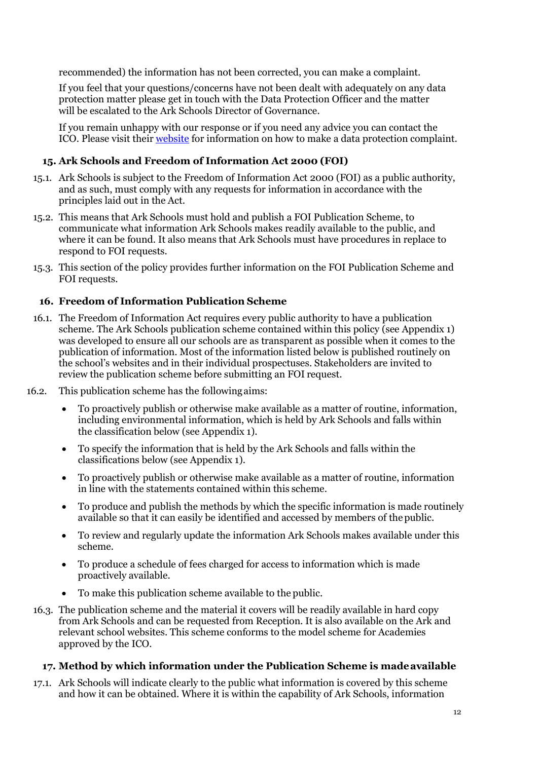recommended) the information has not been corrected, you can make a complaint.

If you feel that your questions/concerns have not been dealt with adequately on any data protection matter please get in touch with the Data Protection Officer and the matter will be escalated to the Ark Schools Director of Governance.

If you remain unhappy with our response or if you need any advice you can contact the ICO. Please visit their website for information on how to make a data protection complaint.

## 15. Ark Schools and Freedom of Information Act 2000 (FOI)

15.1. Ark Schools is subject to the Freedom of Information Act 2000 (FOI) as a public authority, and as such, must comply with any requests for information in accordance with the principles laid out in the Act.

15.2. This means that Ark Schools must hold and publish a FOI Publication Scheme, to communicate what information Ark Schools makes readily available to the public, and where it can be found. It also means that Ark Schools must have procedures in replace to respond to FOI requests.

15.3. This section of the policy provides further information on the FOI Publication Scheme and FOI requests.

## 16. Freedom of Information Publication Scheme

16.1. The Freedom of Information Act requires every public authority to have a publication scheme. The Ark Schools publication scheme contained within this policy (see Appendix 1) was developed to ensure all our schools are as transparent as possible when it comes to the publication of information. Most of the information listed below is published routinely on the school's websites and in their individual prospectuses. Stakeholders are invited to review the publication scheme before submitting an FOI request.

16.2. This publication scheme has the following aims:

- To proactively publish or otherwise make available as a matter of routine, information, including environmental information, which is held by Ark Schools and falls within the classification below (see Appendix 1).
- To specify the information that is held by the Ark Schools and falls within the classifications below (see Appendix 1).
- To proactively publish or otherwise make available as a matter of routine, information in line with the statements contained within this scheme.
- To produce and publish the methods by which the specific information is made routinely available so that it can easily be identified and accessed by members of the public.
- To review and regularly update the information Ark Schools makes available under this scheme.
- To produce a schedule of fees charged for access to information which is made proactively available.
- To make this publication scheme available to the public.

16.3. The publication scheme and the material it covers will be readily available in hard copy from Ark Schools and can be requested from Reception. It is also available on the Ark and relevant school websites. This scheme conforms to the model scheme for Academies approved by the ICO.

## 17. Method by which information under the Publication Scheme is made available

17.1. Ark Schools will indicate clearly to the public what information is covered by this scheme and how it can be obtained. Where it is within the capability of Ark Schools, information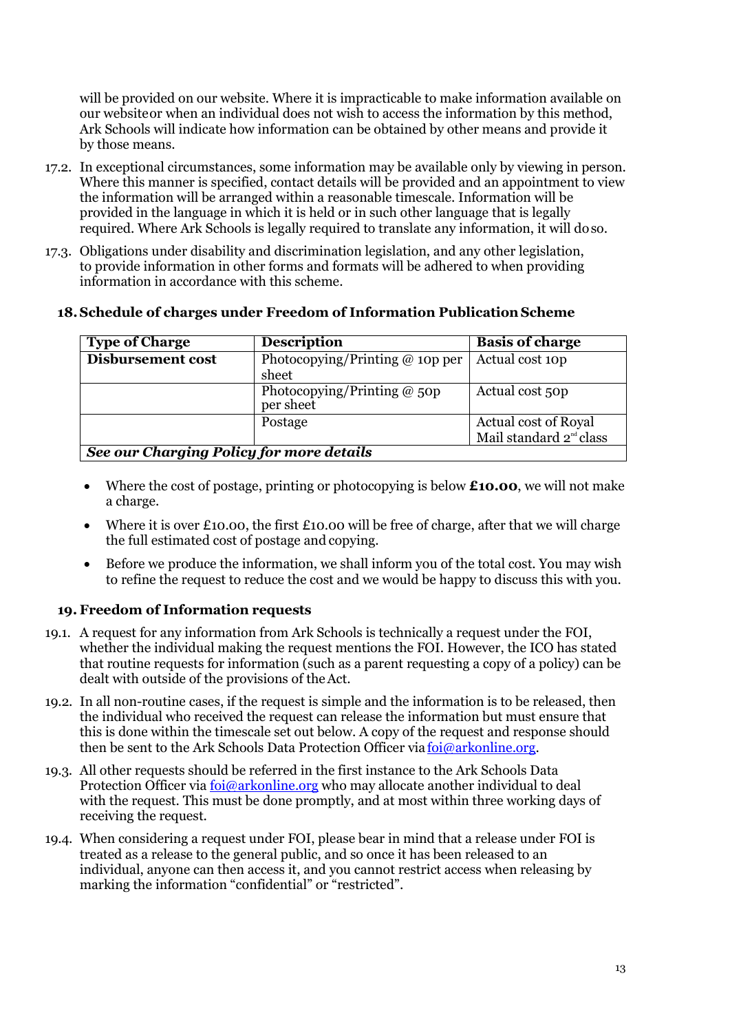will be provided on our website. Where it is impracticable to make information available on our website or when an individual does not wish to access the information by this method, Ark Schools will indicate how information can be obtained by other means and provide it by those means.

17.2. In exceptional circumstances, some information may be available only by viewing in person. Where this manner is specified, contact details will be provided and an appointment to view the information will be arranged within a reasonable timescale. Information will be provided in the language in which it is held or in such other language that is legally required. Where Ark Schools is legally required to translate any information, it will do so.

17.3. Obligations under disability and discrimination legislation, and any other legislation, to provide information in other forms and formats will be adhered to when providing information in accordance with this scheme.

## 18. Schedule of charges under Freedom of Information Publication Scheme

| Type of Charge | Description | Basis of charge |
|---|---|---|
| **Disbursement cost** | Photocopying/Printing @ 10p per sheet | Actual cost 10p |
| | Photocopying/Printing @ 50p per sheet | Actual cost 50p |
| | Postage | Actual cost of Royal Mail standard 2nd class |
| ***See our Charging Policy for more details*** | | |

- Where the cost of postage, printing or photocopying is below **£10.00**, we will not make a charge.
- Where it is over £10.00, the first £10.00 will be free of charge, after that we will charge the full estimated cost of postage and copying.
- Before we produce the information, we shall inform you of the total cost. You may wish to refine the request to reduce the cost and we would be happy to discuss this with you.

## 19. Freedom of Information requests

19.1. A request for any information from Ark Schools is technically a request under the FOI, whether the individual making the request mentions the FOI. However, the ICO has stated that routine requests for information (such as a parent requesting a copy of a policy) can be dealt with outside of the provisions of the Act.

19.2. In all non-routine cases, if the request is simple and the information is to be released, then the individual who received the request can release the information but must ensure that this is done within the timescale set out below. A copy of the request and response should then be sent to the Ark Schools Data Protection Officer via [foi@arkonline.org](mailto:foi@arkonline.org).

19.3. All other requests should be referred in the first instance to the Ark Schools Data Protection Officer via [foi@arkonline.org](mailto:foi@arkonline.org) who may allocate another individual to deal with the request. This must be done promptly, and at most within three working days of receiving the request.

19.4. When considering a request under FOI, please bear in mind that a release under FOI is treated as a release to the general public, and so once it has been released to an individual, anyone can then access it, and you cannot restrict access when releasing by marking the information "confidential" or "restricted".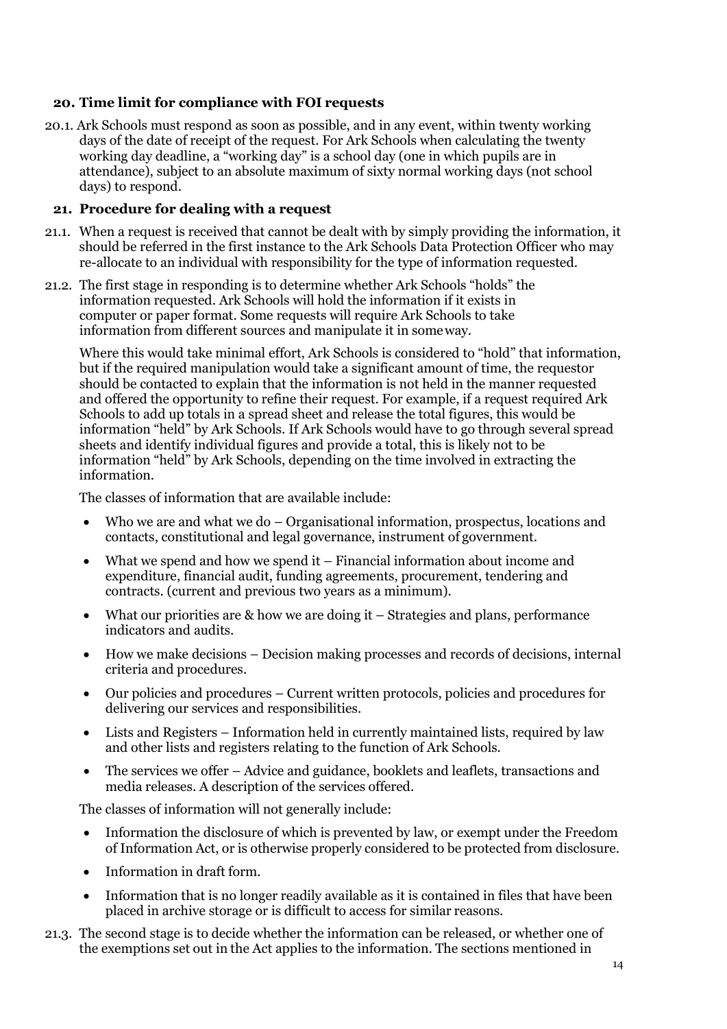## 20. Time limit for compliance with FOI requests

20.1. Ark Schools must respond as soon as possible, and in any event, within twenty working days of the date of receipt of the request. For Ark Schools when calculating the twenty working day deadline, a "working day" is a school day (one in which pupils are in attendance), subject to an absolute maximum of sixty normal working days (not school days) to respond.

## 21. Procedure for dealing with a request

21.1. When a request is received that cannot be dealt with by simply providing the information, it should be referred in the first instance to the Ark Schools Data Protection Officer who may re-allocate to an individual with responsibility for the type of information requested.

21.2. The first stage in responding is to determine whether Ark Schools "holds" the information requested. Ark Schools will hold the information if it exists in computer or paper format. Some requests will require Ark Schools to take information from different sources and manipulate it in someway.

Where this would take minimal effort, Ark Schools is considered to "hold" that information, but if the required manipulation would take a significant amount of time, the requestor should be contacted to explain that the information is not held in the manner requested and offered the opportunity to refine their request. For example, if a request required Ark Schools to add up totals in a spread sheet and release the total figures, this would be information "held" by Ark Schools. If Ark Schools would have to go through several spread sheets and identify individual figures and provide a total, this is likely not to be information "held" by Ark Schools, depending on the time involved in extracting the information.

The classes of information that are available include:

- Who we are and what we do – Organisational information, prospectus, locations and contacts, constitutional and legal governance, instrument of government.
- What we spend and how we spend it – Financial information about income and expenditure, financial audit, funding agreements, procurement, tendering and contracts. (current and previous two years as a minimum).
- What our priorities are & how we are doing it – Strategies and plans, performance indicators and audits.
- How we make decisions – Decision making processes and records of decisions, internal criteria and procedures.
- Our policies and procedures – Current written protocols, policies and procedures for delivering our services and responsibilities.
- Lists and Registers – Information held in currently maintained lists, required by law and other lists and registers relating to the function of Ark Schools.
- The services we offer – Advice and guidance, booklets and leaflets, transactions and media releases. A description of the services offered.

The classes of information will not generally include:

- Information the disclosure of which is prevented by law, or exempt under the Freedom of Information Act, or is otherwise properly considered to be protected from disclosure.
- Information in draft form.
- Information that is no longer readily available as it is contained in files that have been placed in archive storage or is difficult to access for similar reasons.

21.3. The second stage is to decide whether the information can be released, or whether one of the exemptions set out in the Act applies to the information. The sections mentioned in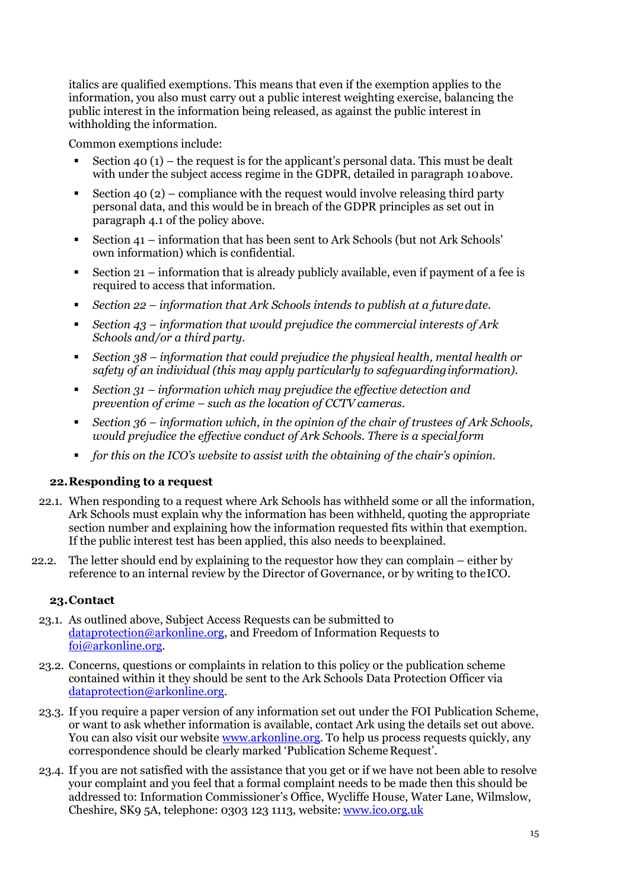italics are qualified exemptions. This means that even if the exemption applies to the information, you also must carry out a public interest weighting exercise, balancing the public interest in the information being released, as against the public interest in withholding the information.

Common exemptions include:

- Section 40 (1) – the request is for the applicant's personal data. This must be dealt with under the subject access regime in the GDPR, detailed in paragraph 10 above.
- Section 40 (2) – compliance with the request would involve releasing third party personal data, and this would be in breach of the GDPR principles as set out in paragraph 4.1 of the policy above.
- Section 41 – information that has been sent to Ark Schools (but not Ark Schools' own information) which is confidential.
- Section 21 – information that is already publicly available, even if payment of a fee is required to access that information.
- *Section 22 – information that Ark Schools intends to publish at a future date.*
- *Section 43 – information that would prejudice the commercial interests of Ark Schools and/or a third party.*
- *Section 38 – information that could prejudice the physical health, mental health or safety of an individual (this may apply particularly to safeguarding information).*
- *Section 31 – information which may prejudice the effective detection and prevention of crime – such as the location of CCTV cameras.*
- *Section 36 – information which, in the opinion of the chair of trustees of Ark Schools, would prejudice the effective conduct of Ark Schools. There is a special form*
- *for this on the ICO's website to assist with the obtaining of the chair's opinion.*

## 22. Responding to a request

22.1. When responding to a request where Ark Schools has withheld some or all the information, Ark Schools must explain why the information has been withheld, quoting the appropriate section number and explaining how the information requested fits within that exemption. If the public interest test has been applied, this also needs to be explained.

22.2. The letter should end by explaining to the requestor how they can complain – either by reference to an internal review by the Director of Governance, or by writing to the ICO.

## 23. Contact

23.1. As outlined above, Subject Access Requests can be submitted to dataprotection@arkonline.org, and Freedom of Information Requests to foi@arkonline.org.

23.2. Concerns, questions or complaints in relation to this policy or the publication scheme contained within it they should be sent to the Ark Schools Data Protection Officer via dataprotection@arkonline.org.

23.3. If you require a paper version of any information set out under the FOI Publication Scheme, or want to ask whether information is available, contact Ark using the details set out above. You can also visit our website www.arkonline.org. To help us process requests quickly, any correspondence should be clearly marked 'Publication Scheme Request'.

23.4. If you are not satisfied with the assistance that you get or if we have not been able to resolve your complaint and you feel that a formal complaint needs to be made then this should be addressed to: Information Commissioner's Office, Wycliffe House, Water Lane, Wilmslow, Cheshire, SK9 5A, telephone: 0303 123 1113, website: www.ico.org.uk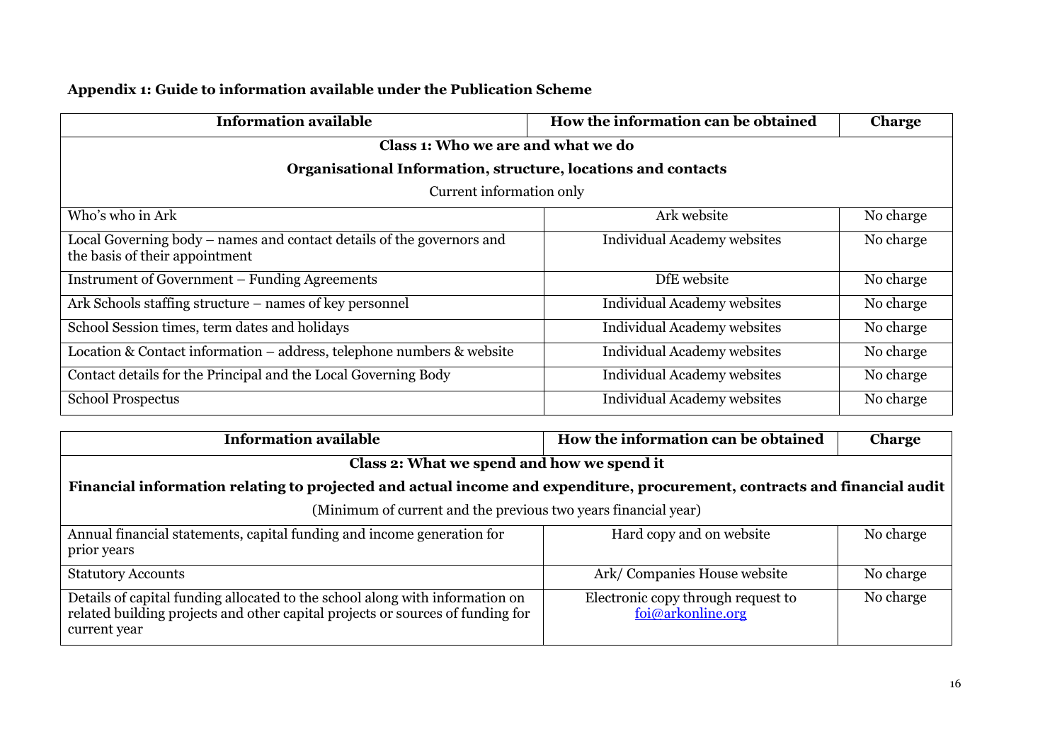**Appendix 1: Guide to information available under the Publication Scheme**

| Information available | How the information can be obtained | Charge |
|---|---|---|
| **Class 1: Who we are and what we do** | | |
| **Organisational Information, structure, locations and contacts** | | |
| Current information only | | |
| Who's who in Ark | Ark website | No charge |
| Local Governing body – names and contact details of the governors and the basis of their appointment | Individual Academy websites | No charge |
| Instrument of Government – Funding Agreements | DfE website | No charge |
| Ark Schools staffing structure – names of key personnel | Individual Academy websites | No charge |
| School Session times, term dates and holidays | Individual Academy websites | No charge |
| Location & Contact information – address, telephone numbers & website | Individual Academy websites | No charge |
| Contact details for the Principal and the Local Governing Body | Individual Academy websites | No charge |
| School Prospectus | Individual Academy websites | No charge |

| Information available | How the information can be obtained | Charge |
|---|---|---|
| **Class 2: What we spend and how we spend it** | | |
| **Financial information relating to projected and actual income and expenditure, procurement, contracts and financial audit** | | |
| (Minimum of current and the previous two years financial year) | | |
| Annual financial statements, capital funding and income generation for prior years | Hard copy and on website | No charge |
| Statutory Accounts | Ark/ Companies House website | No charge |
| Details of capital funding allocated to the school along with information on related building projects and other capital projects or sources of funding for current year | Electronic copy through request to foi@arkonline.org | No charge |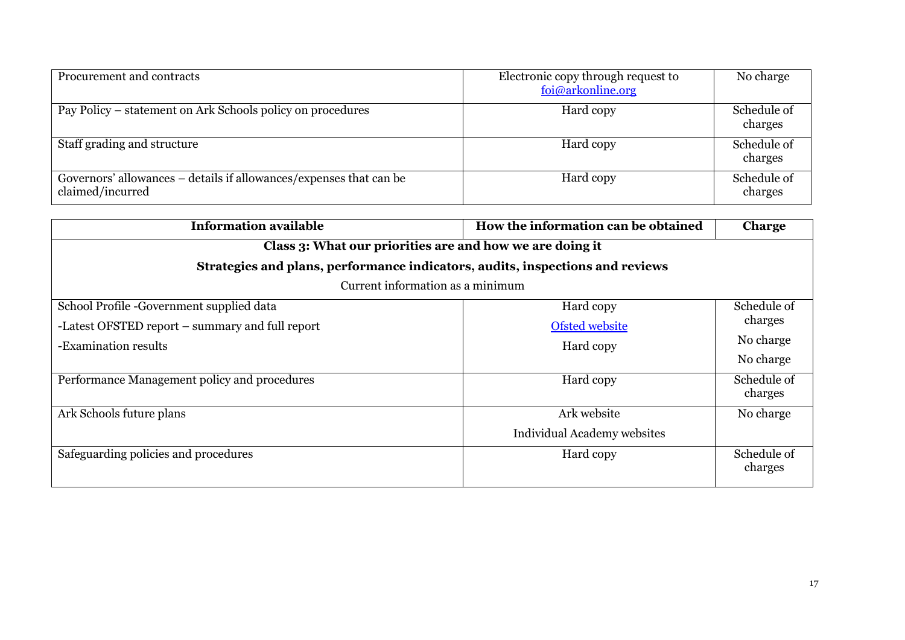| | | |
|---|---|---|
| Procurement and contracts | Electronic copy through request to [foi@arkonline.org](mailto:foi@arkonline.org) | No charge |
| Pay Policy – statement on Ark Schools policy on procedures | Hard copy | Schedule of charges |
| Staff grading and structure | Hard copy | Schedule of charges |
| Governors' allowances – details if allowances/expenses that can be claimed/incurred | Hard copy | Schedule of charges |

| Information available | How the information can be obtained | Charge |
|---|---|---|
| **Class 3: What our priorities are and how we are doing it** **Strategies and plans, performance indicators, audits, inspections and reviews** Current information as a minimum | | |
| School Profile -Government supplied data<br>-Latest OFSTED report – summary and full report<br>-Examination results | Hard copy<br>[Ofsted website]()<br>Hard copy | Schedule of charges<br>No charge<br>No charge |
| Performance Management policy and procedures | Hard copy | Schedule of charges |
| Ark Schools future plans | Ark website<br>Individual Academy websites | No charge |
| Safeguarding policies and procedures | Hard copy | Schedule of charges |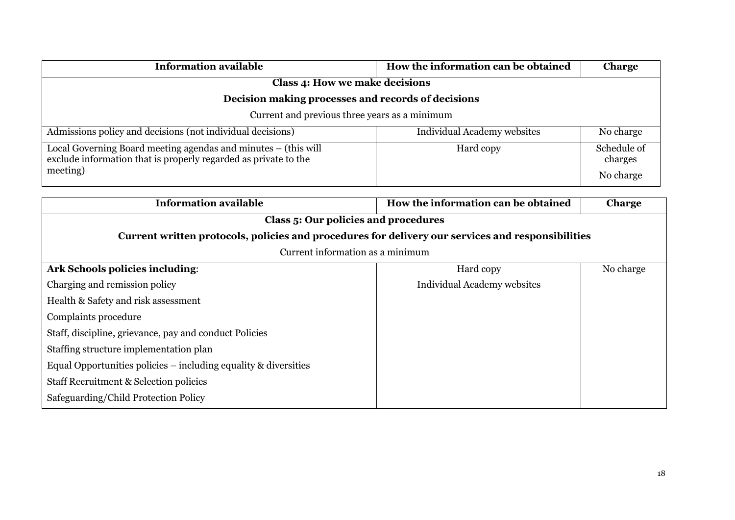| Information available | How the information can be obtained | Charge |
|---|---|---|
| **Class 4: How we make decisions** | | |
| **Decision making processes and records of decisions** | | |
| Current and previous three years as a minimum | | |
| Admissions policy and decisions (not individual decisions) | Individual Academy websites | No charge |
| Local Governing Board meeting agendas and minutes – (this will exclude information that is properly regarded as private to the meeting) | Hard copy | Schedule of charges<br>No charge |

| Information available | How the information can be obtained | Charge |
|---|---|---|
| **Class 5: Our policies and procedures** | | |
| **Current written protocols, policies and procedures for delivery our services and responsibilities** | | |
| Current information as a minimum | | |
| **Ark Schools policies including**:<br>Charging and remission policy<br>Health & Safety and risk assessment<br>Complaints procedure<br>Staff, discipline, grievance, pay and conduct Policies<br>Staffing structure implementation plan<br>Equal Opportunities policies – including equality & diversities<br>Staff Recruitment & Selection policies<br>Safeguarding/Child Protection Policy | Hard copy<br>Individual Academy websites | No charge |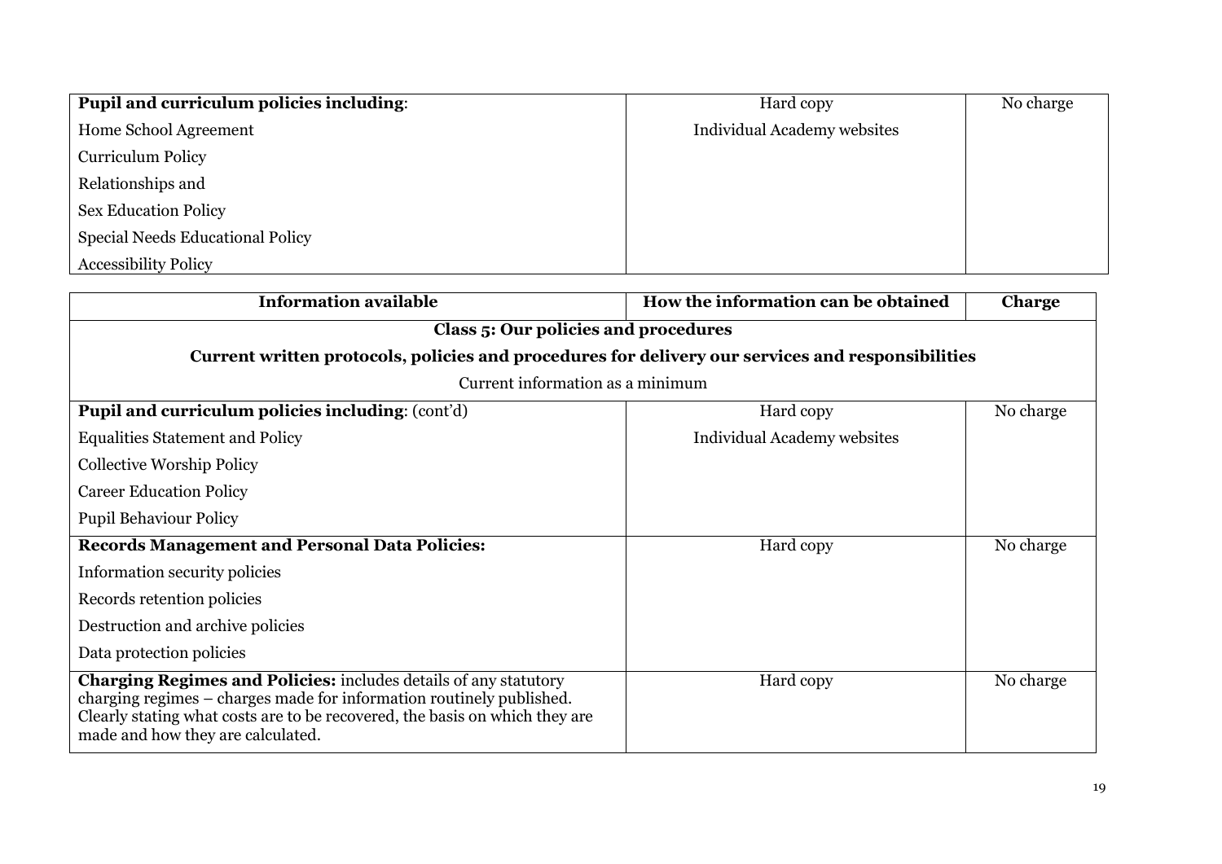| | | |
|---|---|---|
| **Pupil and curriculum policies including**:<br>Home School Agreement<br>Curriculum Policy<br>Relationships and<br>Sex Education Policy<br>Special Needs Educational Policy<br>Accessibility Policy | Hard copy<br>Individual Academy websites | No charge |

| **Information available** | **How the information can be obtained** | **Charge** |
|---|---|---|
| **Class 5: Our policies and procedures**<br>**Current written protocols, policies and procedures for delivery our services and responsibilities**<br>Current information as a minimum | | |
| **Pupil and curriculum policies including**: (cont'd)<br>Equalities Statement and Policy<br>Collective Worship Policy<br>Career Education Policy<br>Pupil Behaviour Policy | Hard copy<br>Individual Academy websites | No charge |
| **Records Management and Personal Data Policies:**<br>Information security policies<br>Records retention policies<br>Destruction and archive policies<br>Data protection policies | Hard copy | No charge |
| **Charging Regimes and Policies:** includes details of any statutory charging regimes – charges made for information routinely published. Clearly stating what costs are to be recovered, the basis on which they are made and how they are calculated. | Hard copy | No charge |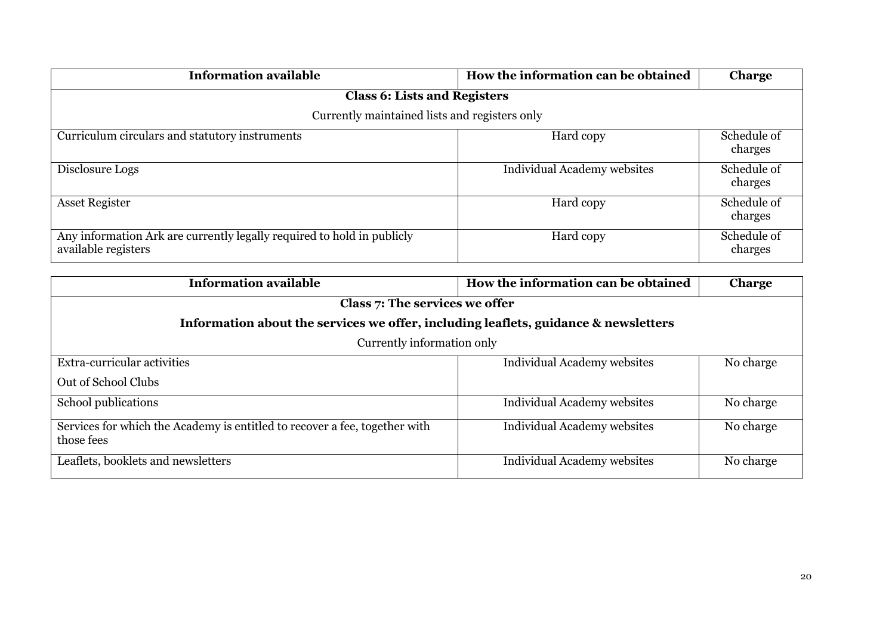| Information available | How the information can be obtained | Charge |
|---|---|---|
| **Class 6: Lists and Registers** | | |
| Currently maintained lists and registers only | | |
| Curriculum circulars and statutory instruments | Hard copy | Schedule of charges |
| Disclosure Logs | Individual Academy websites | Schedule of charges |
| Asset Register | Hard copy | Schedule of charges |
| Any information Ark are currently legally required to hold in publicly available registers | Hard copy | Schedule of charges |

| Information available | How the information can be obtained | Charge |
|---|---|---|
| **Class 7: The services we offer** | | |
| **Information about the services we offer, including leaflets, guidance & newsletters** | | |
| Currently information only | | |
| Extra-curricular activities<br>Out of School Clubs | Individual Academy websites | No charge |
| School publications | Individual Academy websites | No charge |
| Services for which the Academy is entitled to recover a fee, together with those fees | Individual Academy websites | No charge |
| Leaflets, booklets and newsletters | Individual Academy websites | No charge |